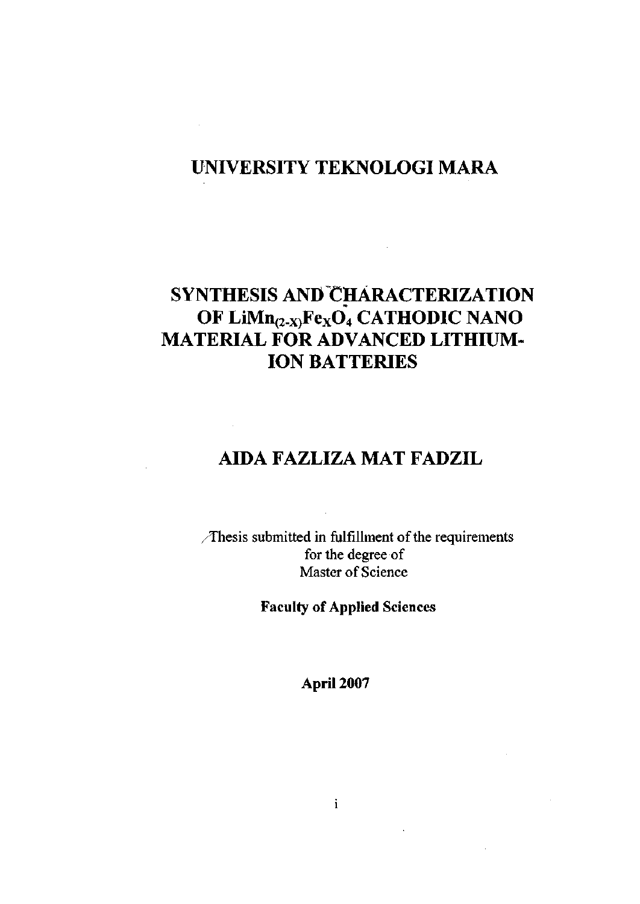# UNIVERSITY TEKNOLOGI MARA

# SYNTHESIS AND CHARACTERIZATION OF $LiMn_{(2-X)}Fe_XO_4$ CATHODIC NANO MATERIAL FOR ADVANCED LITHIUM-ION BATTERIES

## AIDA FAZLIZA MAT FADZIL

Thesis submitted in fulfillment of the requirements
for the degree of
Master of Science

**Faculty of Applied Sciences**

**April 2007**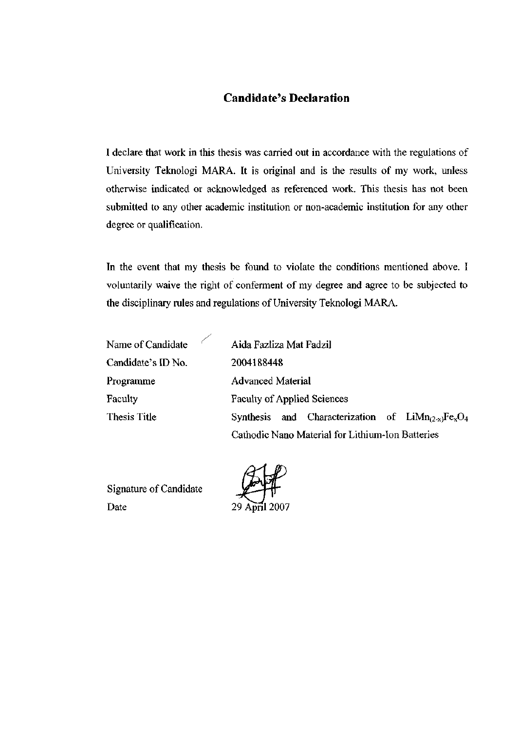## Candidate's Declaration

I declare that work in this thesis was carried out in accordance with the regulations of University Teknologi MARA. It is original and is the results of my work, unless otherwise indicated or acknowledged as referenced work. This thesis has not been submitted to any other academic institution or non-academic institution for any other degree or qualification.

In the event that my thesis be found to violate the conditions mentioned above. I voluntarily waive the right of conferment of my degree and agree to be subjected to the disciplinary rules and regulations of University Teknologi MARA.

| | |
|---|---|
| Name of Candidate | Aida Fazliza Mat Fadzil |
| Candidate's ID No. | 2004188448 |
| Programme | Advanced Material |
| Faculty | Faculty of Applied Sciences |
| Thesis Title | Synthesis and Characterization of $LiMn_{(2-x)}Fe_xO_4$ Cathodic Nano Material for Lithium-Ion Batteries |

| | |
|---|---|
| Signature of Candidate | |
| Date | 29 April 2007 |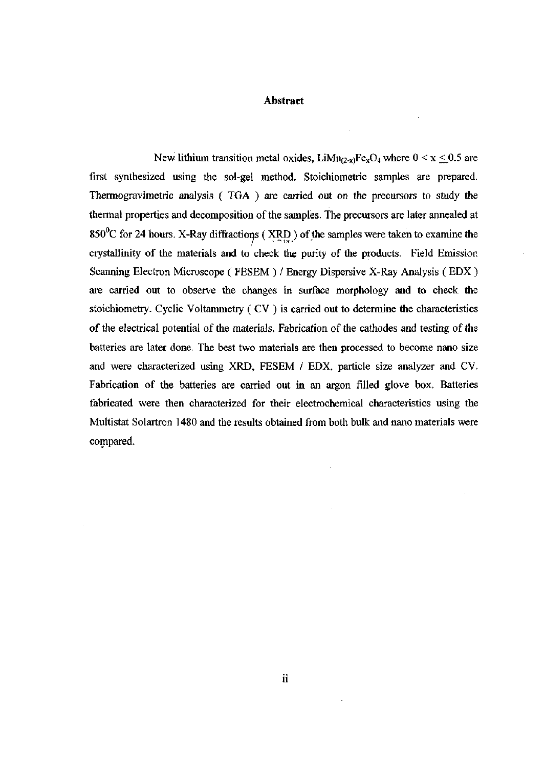# Abstract

New lithium transition metal oxides, $LiMn_{(2-x)}Fe_xO_4$ where $0 < x \leq 0.5$ are first synthesized using the sol-gel method. Stoichiometric samples are prepared. Thermogravimetric analysis ( TGA ) are carried out on the precursors to study the thermal properties and decomposition of the samples. The precursors are later annealed at $850^0$C for 24 hours. X-Ray diffractions ( XRD ) of the samples were taken to examine the crystallinity of the materials and to check the purity of the products. Field Emission Scanning Electron Microscope ( FESEM ) / Energy Dispersive X-Ray Analysis ( EDX ) are carried out to observe the changes in surface morphology and to check the stoichiometry. Cyclic Voltammetry ( CV ) is carried out to determine the characteristics of the electrical potential of the materials. Fabrication of the cathodes and testing of the batteries are later done. The best two materials are then processed to become nano size and were characterized using XRD, FESEM / EDX, particle size analyzer and CV. Fabrication of the batteries are carried out in an argon filled glove box. Batteries fabricated were then characterized for their electrochemical characteristics using the Multistat Solartron 1480 and the results obtained from both bulk and nano materials were compared.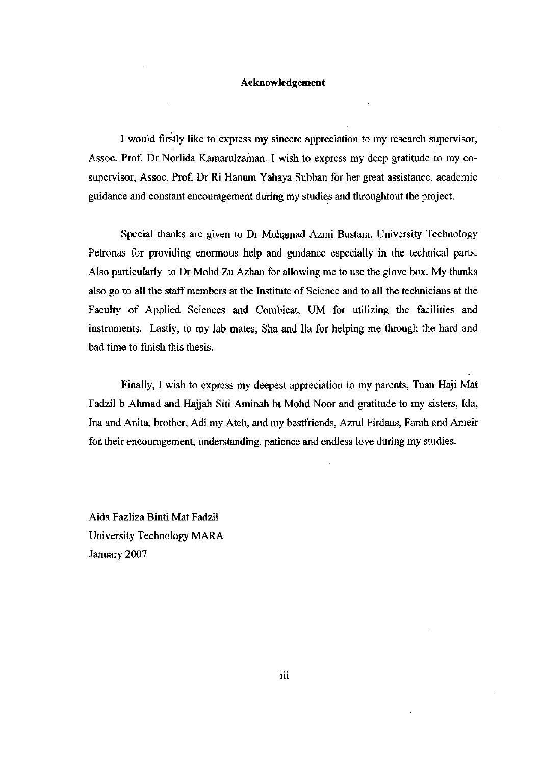# Acknowledgement

I would firstly like to express my sincere appreciation to my research supervisor, Assoc. Prof. Dr Norlida Kamarulzaman. I wish to express my deep gratitude to my co-supervisor, Assoc. Prof. Dr Ri Hanum Yahaya Subban for her great assistance, academic guidance and constant encouragement during my studies and throughtout the project.

Special thanks are given to Dr Mohamad Azmi Bustam, University Technology Petronas for providing enormous help and guidance especially in the technical parts. Also particularly to Dr Mohd Zu Azhan for allowing me to use the glove box. My thanks also go to all the staff members at the Institute of Science and to all the technicians at the Faculty of Applied Sciences and Combicat, UM for utilizing the facilities and instruments. Lastly, to my lab mates, Sha and Ila for helping me through the hard and bad time to finish this thesis.

Finally, I wish to express my deepest appreciation to my parents, Tuan Haji Mat Fadzil b Ahmad and Hajjah Siti Aminah bt Mohd Noor and gratitude to my sisters, Ida, Ina and Anita, brother, Adi my Ateh, and my bestfriends, Azrul Firdaus, Farah and Ameir for their encouragement, understanding, patience and endless love during my studies.

Aida Fazliza Binti Mat Fadzil
University Technology MARA
January 2007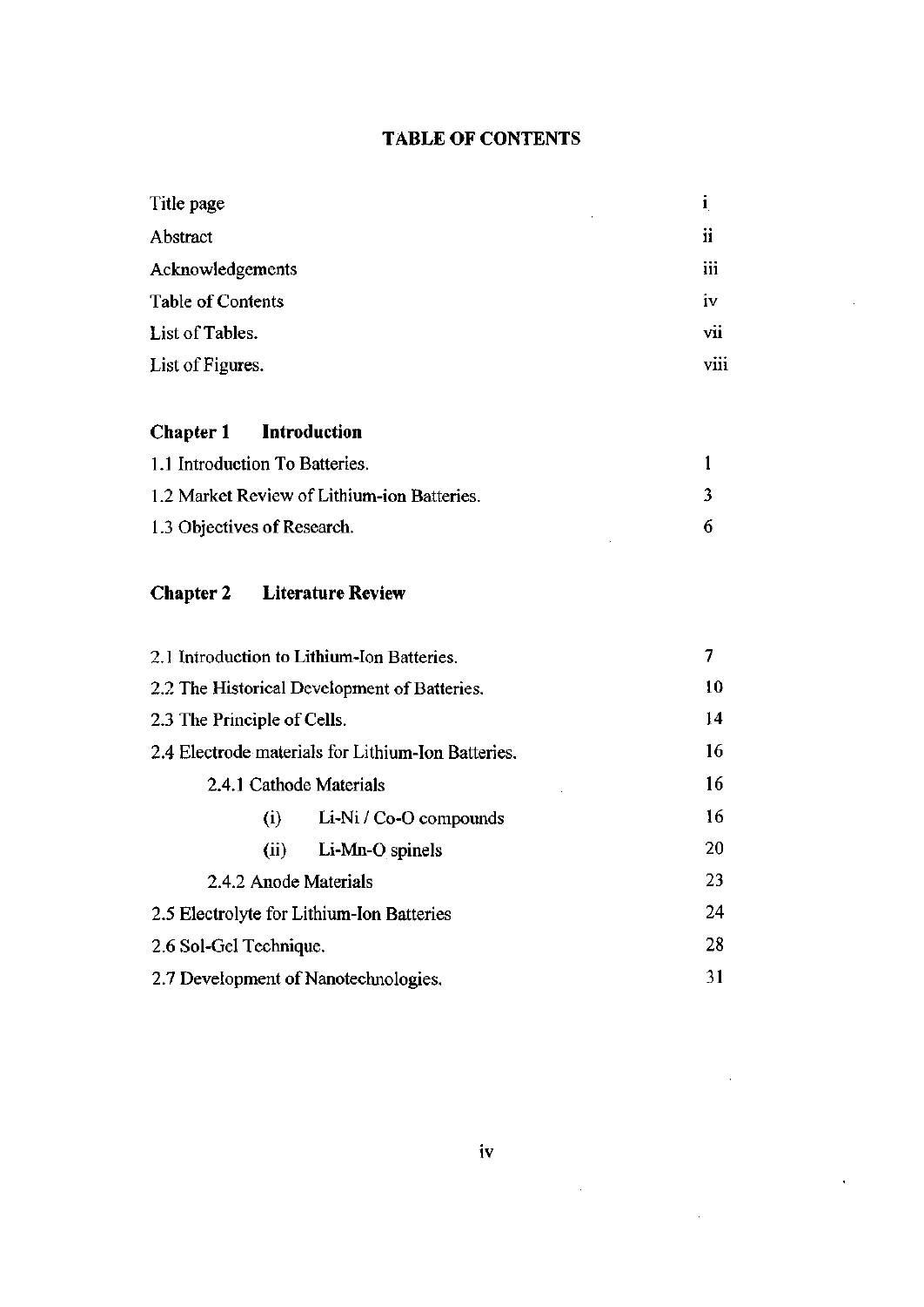# TABLE OF CONTENTS

| | |
|---|---|
| Title page | i |
| Abstract | ii |
| Acknowledgements | iii |
| Table of Contents | iv |
| List of Tables. | vii |
| List of Figures. | viii |

## Chapter 1 Introduction

| | |
|---|---|
| 1.1 Introduction To Batteries. | 1 |
| 1.2 Market Review of Lithium-ion Batteries. | 3 |
| 1.3 Objectives of Research. | 6 |

## Chapter 2 Literature Review

| | |
|---|---|
| 2.1 Introduction to Lithium-Ion Batteries. | 7 |
| 2.2 The Historical Development of Batteries. | 10 |
| 2.3 The Principle of Cells. | 14 |
| 2.4 Electrode materials for Lithium-Ion Batteries. | 16 |
| 2.4.1 Cathode Materials | 16 |
| (i) Li-Ni / Co-O compounds | 16 |
| (ii) Li-Mn-O spinels | 20 |
| 2.4.2 Anode Materials | 23 |
| 2.5 Electrolyte for Lithium-Ion Batteries | 24 |
| 2.6 Sol-Gel Technique. | 28 |
| 2.7 Development of Nanotechnologies. | 31 |